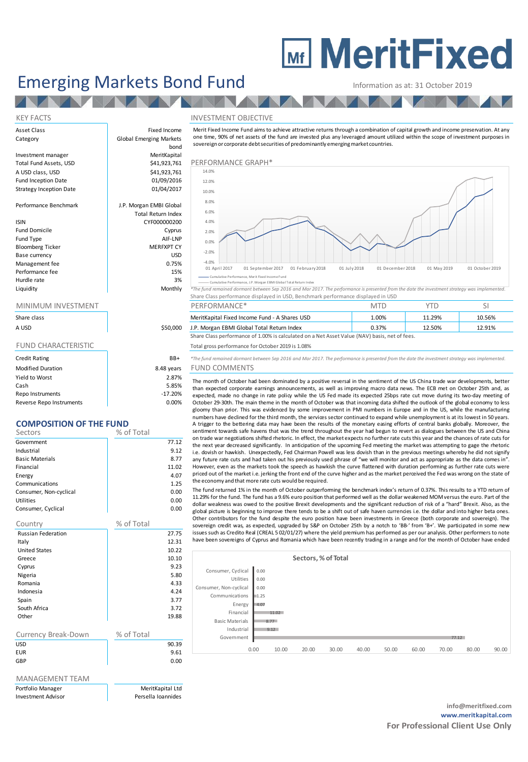# MeritFixed

# Emerging Markets Bond Fund

Information as at: 31 October 2019

## KEY FACTS

| | |
|---|---|
| Asset Class | Fixed Income |
| Category | Global Emerging Markets bond |
| Investment manager | MeritKapital |
| Total Fund Assets, USD | $41,923,761 |
| A USD class, USD | $41,923,761 |
| Fund Inception Date | 01/09/2016 |
| Strategy Inception Date | 01/04/2017 |
| Performance Benchmark | J.P. Morgan EMBI Global Total Return Index |
| ISIN | CYF000000200 |
| Fund Domicile | Cyprus |
| Fund Type | AIF-LNP |
| Bloomberg Ticker | MERFXPT CY |
| Base currency | USD |
| Management fee | 0.75% |
| Performance fee | 15% |
| Hurdle rate | 3% |
| Liquidity | Monthly |

## MINIMUM INVESTMENT

| Share class | |
|---|---|
| A USD | $50,000 |

## FUND CHARACTERISTIC

| | |
|---|---|
| Credit Rating | BB+ |
| Modified Duration | 8.48 years |
| Yield to Worst | 2.87% |
| Cash | 5.85% |
| Repo Instruments | -17.20% |
| Reverse Repo Instruments | 0.00% |

## COMPOSITION OF THE FUND

| Sectors | % of Total |
|---|---|
| Government | 77.12 |
| Industrial | 9.12 |
| Basic Materials | 8.77 |
| Financial | 11.02 |
| Energy | 4.07 |
| Communications | 1.25 |
| Consumer, Non-cyclical | 0.00 |
| Utilities | 0.00 |
| Consumer, Cyclical | 0.00 |

| Country | % of Total |
|---|---|
| Russian Federation | 27.75 |
| Italy | 12.31 |
| United States | 10.22 |
| Greece | 10.10 |
| Cyprus | 9.23 |
| Nigeria | 5.80 |
| Romania | 4.33 |
| Indonesia | 4.24 |
| Spain | 3.77 |
| South Africa | 3.72 |
| Other | 19.88 |

| Currency Break-Down | % of Total |
|---|---|
| USD | 90.39 |
| EUR | 9.61 |
| GBP | 0.00 |

## MANAGEMENT TEAM

| | |
|---|---|
| Portfolio Manager | MeritKapital Ltd |
| Investment Advisor | Persella Ioannides |

## INVESTMENT OBJECTIVE

Merit Fixed Income Fund aims to achieve attractive returns through a combination of capital growth and income preservation. At any one time, 90% of net assets of the fund are invested plus any leveraged amount utilized within the scope of investment purposes in sovereign or corporate debt securities of predominantly emerging market countries.

## PERFORMANCE GRAPH*

14.0%
12.0%
10.0%
8.0%
6.0%
4.0%
2.0%
0.0%
-2.0%
-4.0%

01 April 2017, 01 September 2017, 01 February 2018, 01 July 2018, 01 December 2018, 01 May 2019, 01 October 2019

Cumulative Performance, Merit Fixed Income Fund
Cumulative Performance, J.P. Morgan EMBI Global Total Return Index

*The fund remained dormant between Sep 2016 and Mar 2017. The performance is presented from the date the investment strategy was implemented.

Share Class performance displayed in USD, Benchmark performance displayed in USD

| PERFORMANCE* | MTD | YTD | SI |
|---|---|---|---|
| MeritKapital Fixed Income Fund - A Shares USD | 1.00% | 11.29% | 10.56% |
| J.P. Morgan EBMI Global Total Return Index | 0.37% | 12.50% | 12.91% |

Share Class performance of 1.00% is calculated on a Net Asset Value (NAV) basis, net of fees.

Total gross performance for October 2019 is 1.08%

*The fund remained dormant between Sep 2016 and Mar 2017. The performance is presented from the date the investment strategy was implemented.

## FUND COMMENTS

The month of October had been dominated by a positive reversal in the sentiment of the US China trade war developments, better than expected corporate earnings announcements, as well as improving macro data news. The ECB met on October 25th and, as expected, made no change in rate policy while the US Fed made its expected 25bps rate cut move during its two-day meeting of October 29-30th. The main theme in the month of October was that incoming data shifted the outlook of the global economy to less gloomy than prior. This was evidenced by some improvement in PMI numbers in Europe and in the US, while the manufacturing numbers have declined for the third month, the services sector continued to expand while unemployment is at its lowest in 50 years. A trigger to the bettering data may have been the results of the monetary easing efforts of central banks globally. Moreover, the sentiment towards safe havens that was the trend throughout the year had begun to revert as dialogues between the US and China on trade war negotiations shifted rhetoric. In effect, the market expects no further rate cuts this year and the chances of rate cuts for the next year decreased significantly. In anticipation of the upcoming Fed meeting the market was attempting to gage the rhetoric i.e. dovish or hawkish. Unexpectedly, Fed Chairman Powell was less dovish than in the previous meetings whereby he did not signify any future rate cuts and had taken out his previously used phrase of "we will monitor and act as appropriate as the data comes in". However, even as the markets took the speech as hawkish the curve flattened with duration performing as further rate cuts were priced out of the market i.e. jerking the front end of the curve higher and as the market perceived the Fed was wrong on the state of the economy and that more rate cuts would be required.

The fund returned 1% in the month of October outperforming the benchmark index's return of 0.37%. This results to a YTD return of 11.29% for the fund. The fund has a 9.6% euro position that performed well as the dollar weakened MOM versus the euro. Part of the dollar weakness was owed to the positive Brexit developments and the significant reduction of risk of a "hard" Brexit. Also, as the global picture is beginning to improve there tends to be a shift out of safe haven currencies i.e. the dollar and into higher beta ones. Other contributors for the fund despite the euro position have been investments in Greece (both corporate and sovereign). The sovereign credit was, as expected, upgraded by S&P on October 25th by a notch to 'BB-' from 'B+'. We participated in some new issues such as Credito Real (CREAL 5 02/01/27) where the yield premium has performed as per our analysis. Other performers to note have been sovereigns of Cyprus and Romania which have been recently trading in a range and for the month of October have ended

**Sectors, % of Total**

Consumer, Cyclical 0.00
Utilities 0.00
Consumer, Non-cyclical 0.00
Communications 1.25
Energy 4.07
Financial 11.02
Basic Materials 8.77
Industrial 9.12
Government 77.12

0.00 10.00 20.00 30.00 40.00 50.00 60.00 70.00 80.00 90.00

info@meritfixed.com
www.meritkapital.com
**For Professional Client Use Only**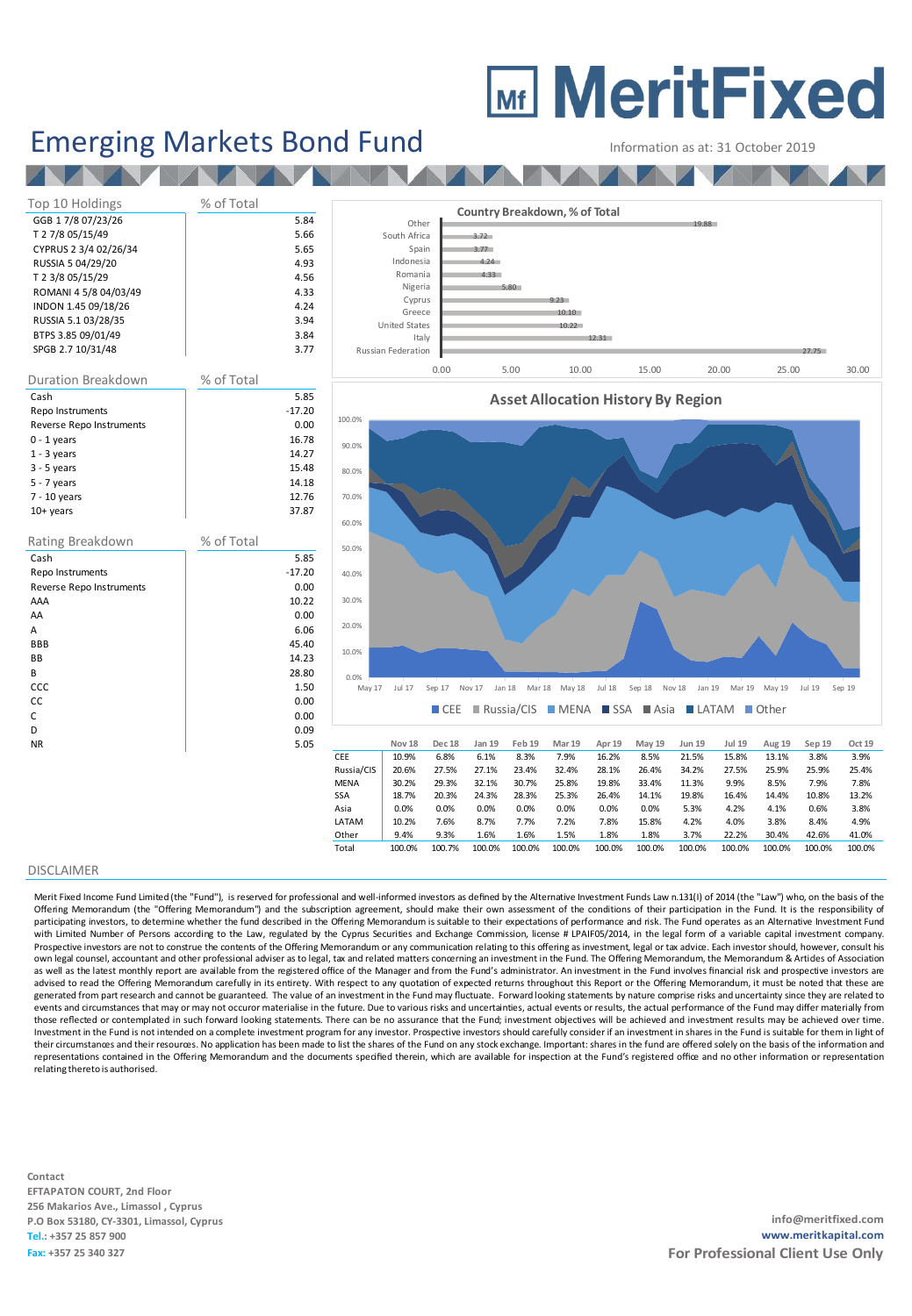# MeritFixed

# Emerging Markets Bond Fund

Information as at: 31 October 2019

| Top 10 Holdings | % of Total |
|---|---|
| GGB 1 7/8 07/23/26 | 5.84 |
| T 2 7/8 05/15/49 | 5.66 |
| CYPRUS 2 3/4 02/26/34 | 5.65 |
| RUSSIA 5 04/29/20 | 4.93 |
| T 2 3/8 05/15/29 | 4.56 |
| ROMANI 4 5/8 04/03/49 | 4.33 |
| INDON 1.45 09/18/26 | 4.24 |
| RUSSIA 5.1 03/28/35 | 3.94 |
| BTPS 3.85 09/01/49 | 3.84 |
| SPGB 2.7 10/31/48 | 3.77 |

| Duration Breakdown | % of Total |
|---|---|
| Cash | 5.85 |
| Repo Instruments | -17.20 |
| Reverse Repo Instruments | 0.00 |
| 0 - 1 years | 16.78 |
| 1 - 3 years | 14.27 |
| 3 - 5 years | 15.48 |
| 5 - 7 years | 14.18 |
| 7 - 10 years | 12.76 |
| 10+ years | 37.87 |

| Rating Breakdown | % of Total |
|---|---|
| Cash | 5.85 |
| Repo Instruments | -17.20 |
| Reverse Repo Instruments | 0.00 |
| AAA | 10.22 |
| AA | 0.00 |
| A | 6.06 |
| BBB | 45.40 |
| BB | 14.23 |
| B | 28.80 |
| CCC | 1.50 |
| CC | 0.00 |
| C | 0.00 |
| D | 0.09 |
| NR | 5.05 |

Country Breakdown, % of Total

Other 19.88
South Africa 3.72
Spain 3.77
Indonesia 4.24
Romania 4.33
Nigeria 5.80
Cyprus 9.23
Greece 10.10
United States 10.22
Italy 12.31
Russian Federation 27.75

0.00 5.00 10.00 15.00 20.00 25.00 30.00

Asset Allocation History By Region

100.0% 90.0% 80.0% 70.0% 60.0% 50.0% 40.0% 30.0% 20.0% 10.0% 0.0%

May 17 Jul 17 Sep 17 Nov 17 Jan 18 Mar 18 May 18 Jul 18 Sep 18 Nov 18 Jan 19 Mar 19 May 19 Jul 19 Sep 19

CEE Russia/CIS MENA SSA Asia LATAM Other

| | Nov 18 | Dec 18 | Jan 19 | Feb 19 | Mar 19 | Apr 19 | May 19 | Jun 19 | Jul 19 | Aug 19 | Sep 19 | Oct 19 |
|---|---|---|---|---|---|---|---|---|---|---|---|---|
| CEE | 10.9% | 6.8% | 6.1% | 8.3% | 7.9% | 16.2% | 8.5% | 21.5% | 15.8% | 13.1% | 3.8% | 3.9% |
| Russia/CIS | 20.6% | 27.5% | 27.1% | 23.4% | 32.4% | 28.1% | 26.4% | 34.2% | 27.5% | 25.9% | 25.9% | 25.4% |
| MENA | 30.2% | 29.3% | 32.1% | 30.7% | 25.8% | 19.8% | 33.4% | 11.3% | 9.9% | 8.5% | 7.9% | 7.8% |
| SSA | 18.7% | 20.3% | 24.3% | 28.3% | 25.3% | 26.4% | 14.1% | 19.8% | 16.4% | 14.4% | 10.8% | 13.2% |
| Asia | 0.0% | 0.0% | 0.0% | 0.0% | 0.0% | 0.0% | 0.0% | 5.3% | 4.2% | 4.1% | 0.6% | 3.8% |
| LATAM | 10.2% | 7.6% | 8.7% | 7.7% | 7.2% | 7.8% | 15.8% | 4.2% | 4.0% | 3.8% | 8.4% | 4.9% |
| Other | 9.4% | 9.3% | 1.6% | 1.6% | 1.5% | 1.8% | 1.8% | 3.7% | 22.2% | 30.4% | 42.6% | 41.0% |
| Total | 100.0% | 100.7% | 100.0% | 100.0% | 100.0% | 100.0% | 100.0% | 100.0% | 100.0% | 100.0% | 100.0% | 100.0% |

## DISCLAIMER

Merit Fixed Income Fund Limited (the "Fund"), is reserved for professional and well-informed investors as defined by the Alternative Investment Funds Law n.131(I) of 2014 (the "Law") who, on the basis of the Offering Memorandum (the "Offering Memorandum") and the subscription agreement, should make their own assessment of the conditions of their participation in the Fund. It is the responsibility of participating investors, to determine whether the fund described in the Offering Memorandum is suitable to their expectations of performance and risk. The Fund operates as an Alternative Investment Fund with Limited Number of Persons according to the Law, regulated by the Cyprus Securities and Exchange Commission, license # LPAIF05/2014, in the legal form of a variable capital investment company. Prospective investors are not to construe the contents of the Offering Memorandum or any communication relating to this offering as investment, legal or tax advice. Each investor should, however, consult his own legal counsel, accountant and other professional adviser as to legal, tax and related matters concerning an investment in the Fund. The Offering Memorandum, the Memorandum & Artides of Association as well as the latest monthly report are available from the registered office of the Manager and from the Fund's administrator. An investment in the Fund involves financial risk and prospective investors are advised to read the Offering Memorandum carefully in its entirety. With respect to any quotation of expected returns throughout this Report or the Offering Memorandum, it must be noted that these are generated from part research and cannot be guaranteed. The value of an investment in the Fund may fluctuate. Forward looking statements by nature comprise risks and uncertainty since they are related to events and circumstances that may or may not occurr materialise in the future. Due to various risks and uncertainties, actual events or results, the actual performance of the Fund may differ materially from those reflected or contemplated in such forward looking statements. There can be no assurance that the Fund; investment objectives will be achieved and investment results may be achieved over time. Investment in the Fund is not intended on a complete investment program for any investor. Prospective investors should carefully consider if an investment in shares in the Fund is suitable for them in light of their circumstances and their resources. No application has been made to list the shares of the Fund on any stock exchange. Important: shares in the fund are offered solely on the basis of the information and representations contained in the Offering Memorandum and the documents specified therein, which are available for inspection at the Fund's registered office and no other information or representation relating thereto is authorised.

**Contact**
**EFTAPATON COURT, 2nd Floor**
**256 Makarios Ave., Limassol , Cyprus**
**P.O Box 53180, CY-3301, Limassol, Cyprus**
**Tel.: +357 25 857 900**
**Fax: +357 25 340 327**

**info@meritfixed.com**
**www.meritkapital.com**
**For Professional Client Use Only**